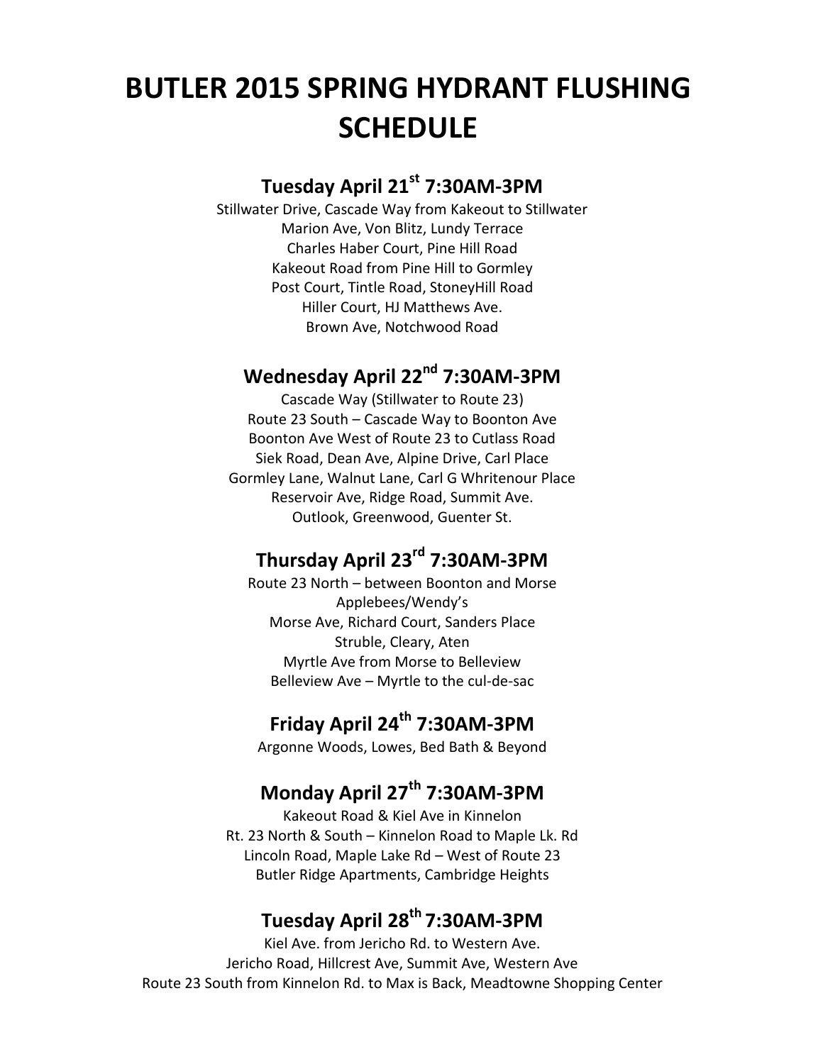# BUTLER 2015 SPRING HYDRANT FLUSHING SCHEDULE

## Tuesday April 21st 7:30AM-3PM

Stillwater Drive, Cascade Way from Kakeout to Stillwater
Marion Ave, Von Blitz, Lundy Terrace
Charles Haber Court, Pine Hill Road
Kakeout Road from Pine Hill to Gormley
Post Court, Tintle Road, StoneyHill Road
Hiller Court, HJ Matthews Ave.
Brown Ave, Notchwood Road

## Wednesday April 22nd 7:30AM-3PM

Cascade Way (Stillwater to Route 23)
Route 23 South – Cascade Way to Boonton Ave
Boonton Ave West of Route 23 to Cutlass Road
Siek Road, Dean Ave, Alpine Drive, Carl Place
Gormley Lane, Walnut Lane, Carl G Whritenour Place
Reservoir Ave, Ridge Road, Summit Ave.
Outlook, Greenwood, Guenter St.

## Thursday April 23rd 7:30AM-3PM

Route 23 North – between Boonton and Morse
Applebees/Wendy's
Morse Ave, Richard Court, Sanders Place
Struble, Cleary, Aten
Myrtle Ave from Morse to Belleview
Belleview Ave – Myrtle to the cul-de-sac

## Friday April 24th 7:30AM-3PM

Argonne Woods, Lowes, Bed Bath & Beyond

## Monday April 27th 7:30AM-3PM

Kakeout Road & Kiel Ave in Kinnelon
Rt. 23 North & South – Kinnelon Road to Maple Lk. Rd
Lincoln Road, Maple Lake Rd – West of Route 23
Butler Ridge Apartments, Cambridge Heights

## Tuesday April 28th 7:30AM-3PM

Kiel Ave. from Jericho Rd. to Western Ave.
Jericho Road, Hillcrest Ave, Summit Ave, Western Ave
Route 23 South from Kinnelon Rd. to Max is Back, Meadtowne Shopping Center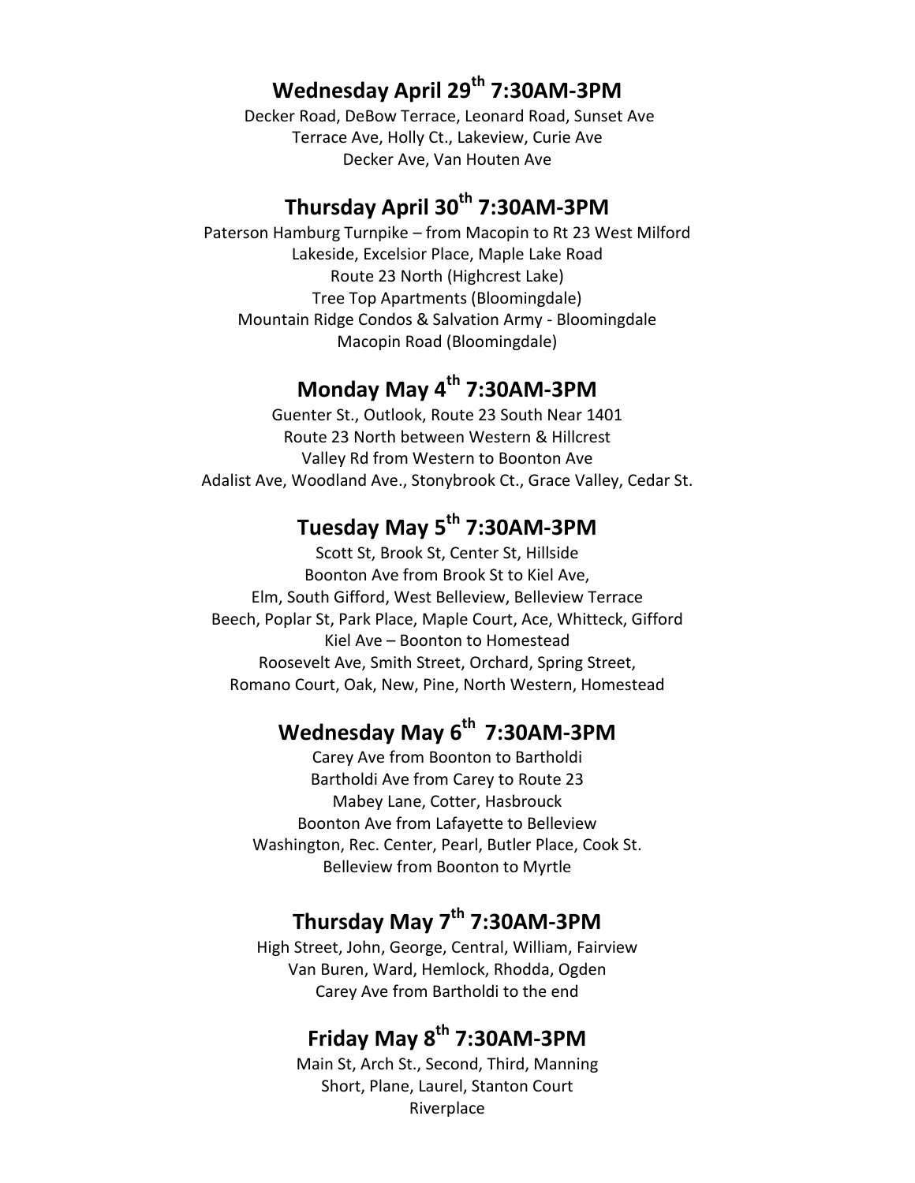## Wednesday April 29th 7:30AM-3PM

Decker Road, DeBow Terrace, Leonard Road, Sunset Ave
Terrace Ave, Holly Ct., Lakeview, Curie Ave
Decker Ave, Van Houten Ave

## Thursday April 30th 7:30AM-3PM

Paterson Hamburg Turnpike – from Macopin to Rt 23 West Milford
Lakeside, Excelsior Place, Maple Lake Road
Route 23 North (Highcrest Lake)
Tree Top Apartments (Bloomingdale)
Mountain Ridge Condos & Salvation Army - Bloomingdale
Macopin Road (Bloomingdale)

## Monday May 4th 7:30AM-3PM

Guenter St., Outlook, Route 23 South Near 1401
Route 23 North between Western & Hillcrest
Valley Rd from Western to Boonton Ave
Adalist Ave, Woodland Ave., Stonybrook Ct., Grace Valley, Cedar St.

## Tuesday May 5th 7:30AM-3PM

Scott St, Brook St, Center St, Hillside
Boonton Ave from Brook St to Kiel Ave,
Elm, South Gifford, West Belleview, Belleview Terrace
Beech, Poplar St, Park Place, Maple Court, Ace, Whitteck, Gifford
Kiel Ave – Boonton to Homestead
Roosevelt Ave, Smith Street, Orchard, Spring Street,
Romano Court, Oak, New, Pine, North Western, Homestead

## Wednesday May 6th 7:30AM-3PM

Carey Ave from Boonton to Bartholdi
Bartholdi Ave from Carey to Route 23
Mabey Lane, Cotter, Hasbrouck
Boonton Ave from Lafayette to Belleview
Washington, Rec. Center, Pearl, Butler Place, Cook St.
Belleview from Boonton to Myrtle

## Thursday May 7th 7:30AM-3PM

High Street, John, George, Central, William, Fairview
Van Buren, Ward, Hemlock, Rhodda, Ogden
Carey Ave from Bartholdi to the end

## Friday May 8th 7:30AM-3PM

Main St, Arch St., Second, Third, Manning
Short, Plane, Laurel, Stanton Court
Riverplace